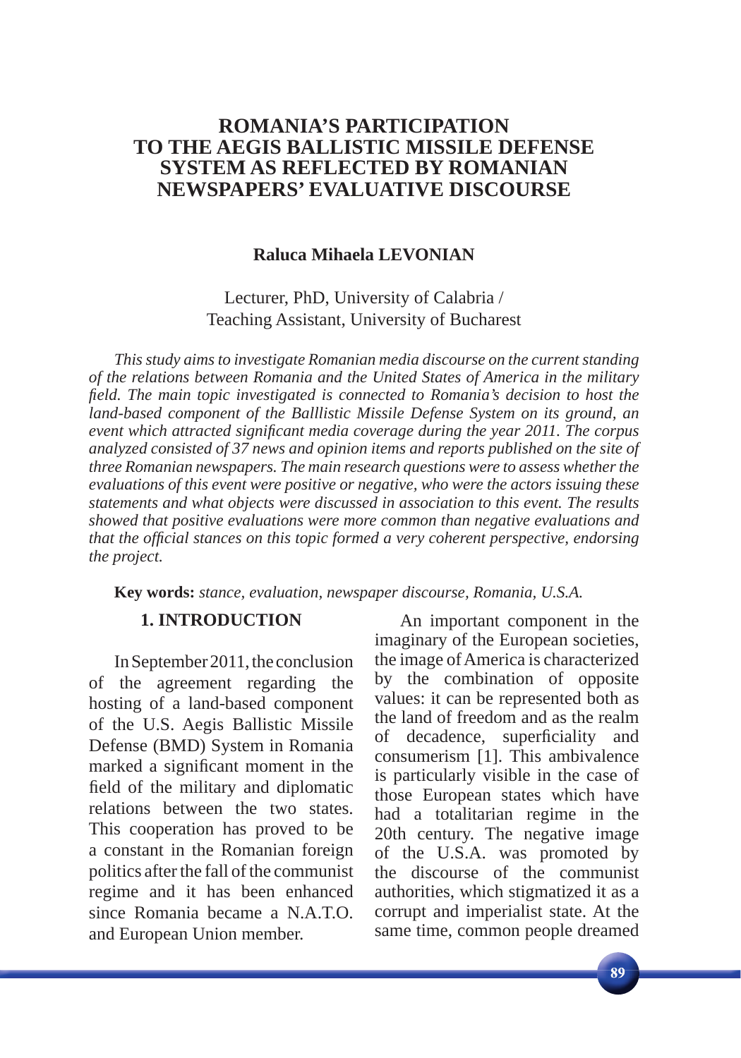# ROMANIA'S PARTICIPATION TO THE AEGIS BALLISTIC MISSILE DEFENSE SYSTEM AS REFLECTED BY ROMANIAN NEWSPAPERS' EVALUATIVE DISCOURSE

**Raluca Mihaela LEVONIAN**

Lecturer, PhD, University of Calabria /
Teaching Assistant, University of Bucharest

*This study aims to investigate Romanian media discourse on the current standing of the relations between Romania and the United States of America in the military field. The main topic investigated is connected to Romania's decision to host the land-based component of the Balllistic Missile Defense System on its ground, an event which attracted significant media coverage during the year 2011. The corpus analyzed consisted of 37 news and opinion items and reports published on the site of three Romanian newspapers. The main research questions were to assess whether the evaluations of this event were positive or negative, who were the actors issuing these statements and what objects were discussed in association to this event. The results showed that positive evaluations were more common than negative evaluations and that the official stances on this topic formed a very coherent perspective, endorsing the project.*

**Key words:** *stance, evaluation, newspaper discourse, Romania, U.S.A.*

## 1. INTRODUCTION

In September 2011, the conclusion of the agreement regarding the hosting of a land-based component of the U.S. Aegis Ballistic Missile Defense (BMD) System in Romania marked a significant moment in the field of the military and diplomatic relations between the two states. This cooperation has proved to be a constant in the Romanian foreign politics after the fall of the communist regime and it has been enhanced since Romania became a N.A.T.O. and European Union member.

An important component in the imaginary of the European societies, the image of America is characterized by the combination of opposite values: it can be represented both as the land of freedom and as the realm of decadence, superficiality and consumerism [1]. This ambivalence is particularly visible in the case of those European states which have had a totalitarian regime in the 20th century. The negative image of the U.S.A. was promoted by the discourse of the communist authorities, which stigmatized it as a corrupt and imperialist state. At the same time, common people dreamed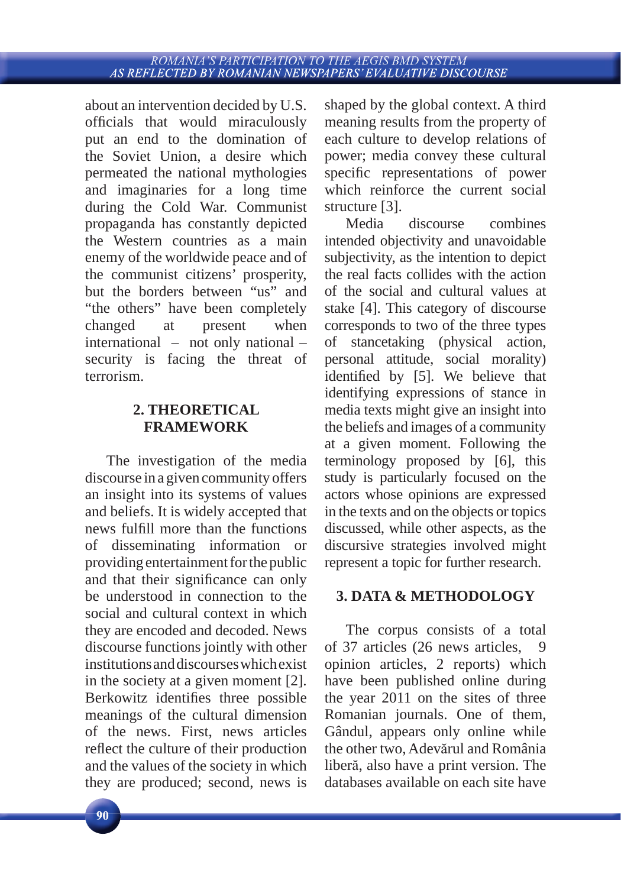about an intervention decided by U.S. officials that would miraculously put an end to the domination of the Soviet Union, a desire which permeated the national mythologies and imaginaries for a long time during the Cold War. Communist propaganda has constantly depicted the Western countries as a main enemy of the worldwide peace and of the communist citizens' prosperity, but the borders between "us" and "the others" have been completely changed at present when international – not only national – security is facing the threat of terrorism.

## 2. THEORETICAL FRAMEWORK

The investigation of the media discourse in a given community offers an insight into its systems of values and beliefs. It is widely accepted that news fulfill more than the functions of disseminating information or providing entertainment for the public and that their significance can only be understood in connection to the social and cultural context in which they are encoded and decoded. News discourse functions jointly with other institutions and discourses which exist in the society at a given moment [2]. Berkowitz identifies three possible meanings of the cultural dimension of the news. First, news articles reflect the culture of their production and the values of the society in which they are produced; second, news is shaped by the global context. A third meaning results from the property of each culture to develop relations of power; media convey these cultural specific representations of power which reinforce the current social structure [3].

Media discourse combines intended objectivity and unavoidable subjectivity, as the intention to depict the real facts collides with the action of the social and cultural values at stake [4]. This category of discourse corresponds to two of the three types of stancetaking (physical action, personal attitude, social morality) identified by [5]. We believe that identifying expressions of stance in media texts might give an insight into the beliefs and images of a community at a given moment. Following the terminology proposed by [6], this study is particularly focused on the actors whose opinions are expressed in the texts and on the objects or topics discussed, while other aspects, as the discursive strategies involved might represent a topic for further research.

## 3. DATA & METHODOLOGY

The corpus consists of a total of 37 articles (26 news articles, 9 opinion articles, 2 reports) which have been published online during the year 2011 on the sites of three Romanian journals. One of them, Gândul, appears only online while the other two, Adevărul and România liberă, also have a print version. The databases available on each site have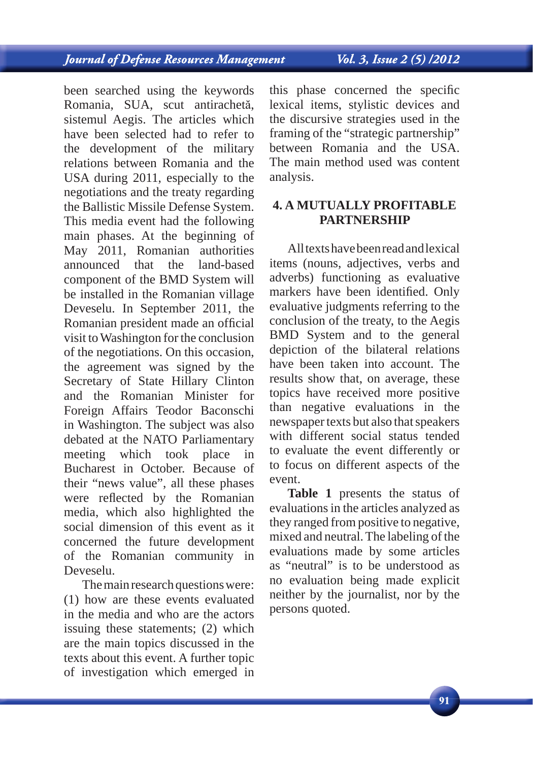been searched using the keywords Romania, SUA, scut antirachetă, sistemul Aegis. The articles which have been selected had to refer to the development of the military relations between Romania and the USA during 2011, especially to the negotiations and the treaty regarding the Ballistic Missile Defense System. This media event had the following main phases. At the beginning of May 2011, Romanian authorities announced that the land-based component of the BMD System will be installed in the Romanian village Deveselu. In September 2011, the Romanian president made an official visit to Washington for the conclusion of the negotiations. On this occasion, the agreement was signed by the Secretary of State Hillary Clinton and the Romanian Minister for Foreign Affairs Teodor Baconschi in Washington. The subject was also debated at the NATO Parliamentary meeting which took place in Bucharest in October. Because of their "news value", all these phases were reflected by the Romanian media, which also highlighted the social dimension of this event as it concerned the future development of the Romanian community in Deveselu.

The main research questions were: (1) how are these events evaluated in the media and who are the actors issuing these statements; (2) which are the main topics discussed in the texts about this event. A further topic of investigation which emerged in this phase concerned the specific lexical items, stylistic devices and the discursive strategies used in the framing of the "strategic partnership" between Romania and the USA. The main method used was content analysis.

## 4. A MUTUALLY PROFITABLE PARTNERSHIP

All texts have been read and lexical items (nouns, adjectives, verbs and adverbs) functioning as evaluative markers have been identified. Only evaluative judgments referring to the conclusion of the treaty, to the Aegis BMD System and to the general depiction of the bilateral relations have been taken into account. The results show that, on average, these topics have received more positive than negative evaluations in the newspaper texts but also that speakers with different social status tended to evaluate the event differently or to focus on different aspects of the event.

**Table 1** presents the status of evaluations in the articles analyzed as they ranged from positive to negative, mixed and neutral. The labeling of the evaluations made by some articles as "neutral" is to be understood as no evaluation being made explicit neither by the journalist, nor by the persons quoted.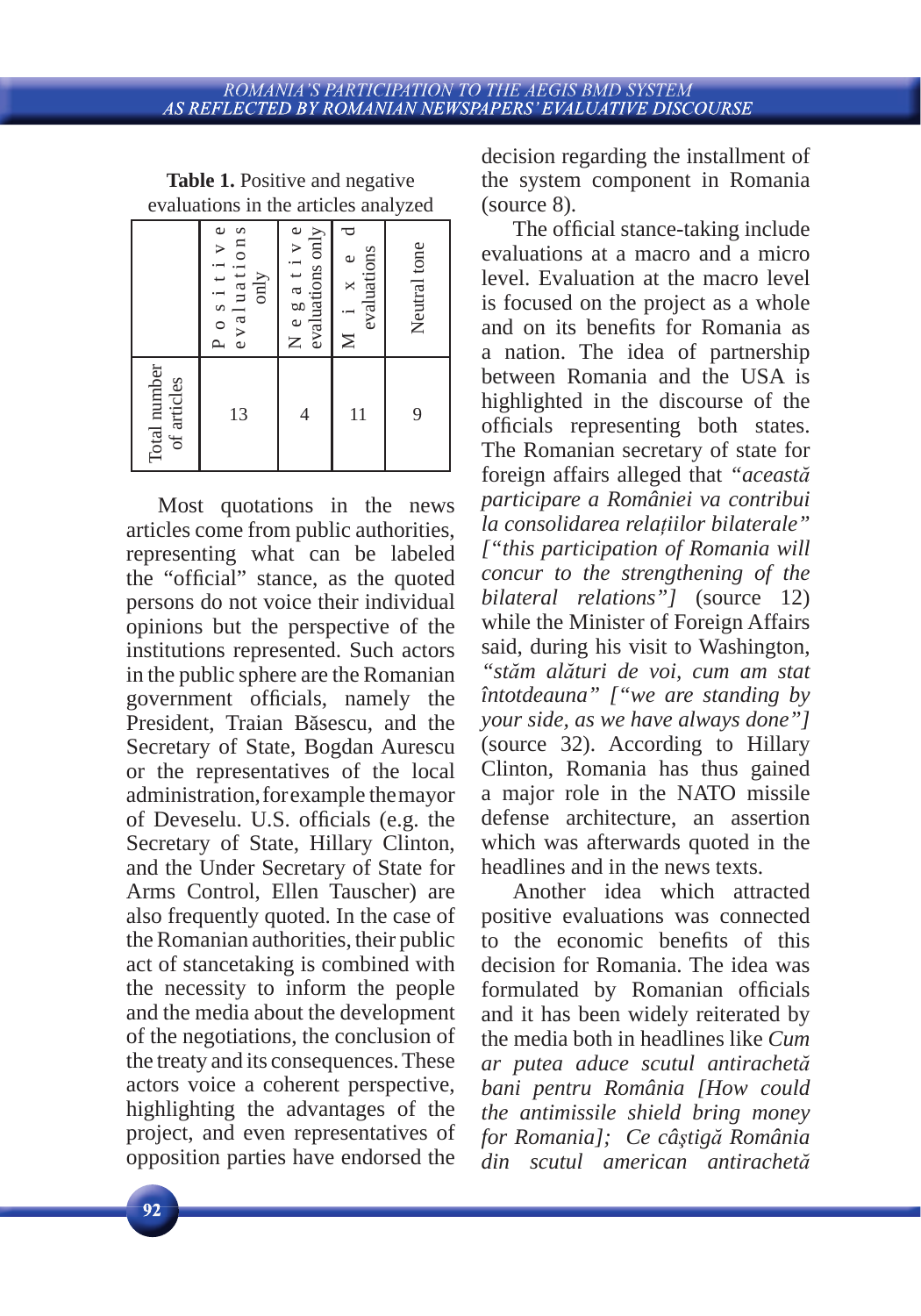**Table 1.** Positive and negative evaluations in the articles analyzed

| | Positive evaluations only | Negative evaluations only | Mixed evaluations | Neutral tone |
|---|---|---|---|---|
| Total number of articles | 13 | 4 | 11 | 9 |

Most quotations in the news articles come from public authorities, representing what can be labeled the "official" stance, as the quoted persons do not voice their individual opinions but the perspective of the institutions represented. Such actors in the public sphere are the Romanian government officials, namely the President, Traian Băsescu, and the Secretary of State, Bogdan Aurescu or the representatives of the local administration, for example the mayor of Deveselu. U.S. officials (e.g. the Secretary of State, Hillary Clinton, and the Under Secretary of State for Arms Control, Ellen Tauscher) are also frequently quoted. In the case of the Romanian authorities, their public act of stancetaking is combined with the necessity to inform the people and the media about the development of the negotiations, the conclusion of the treaty and its consequences. These actors voice a coherent perspective, highlighting the advantages of the project, and even representatives of opposition parties have endorsed the decision regarding the installment of the system component in Romania (source 8).

The official stance-taking include evaluations at a macro and a micro level. Evaluation at the macro level is focused on the project as a whole and on its benefits for Romania as a nation. The idea of partnership between Romania and the USA is highlighted in the discourse of the officials representing both states. The Romanian secretary of state for foreign affairs alleged that *"această participare a României va contribui la consolidarea relațiilor bilaterale" ["this participation of Romania will concur to the strengthening of the bilateral relations"]* (source 12) while the Minister of Foreign Affairs said, during his visit to Washington, *"stăm alături de voi, cum am stat întotdeauna" ["we are standing by your side, as we have always done"]* (source 32). According to Hillary Clinton, Romania has thus gained a major role in the NATO missile defense architecture, an assertion which was afterwards quoted in the headlines and in the news texts.

Another idea which attracted positive evaluations was connected to the economic benefits of this decision for Romania. The idea was formulated by Romanian officials and it has been widely reiterated by the media both in headlines like *Cum ar putea aduce scutul antirachetă bani pentru România [How could the antimissile shield bring money for Romania]; Ce câștigă România din scutul american antirachetă*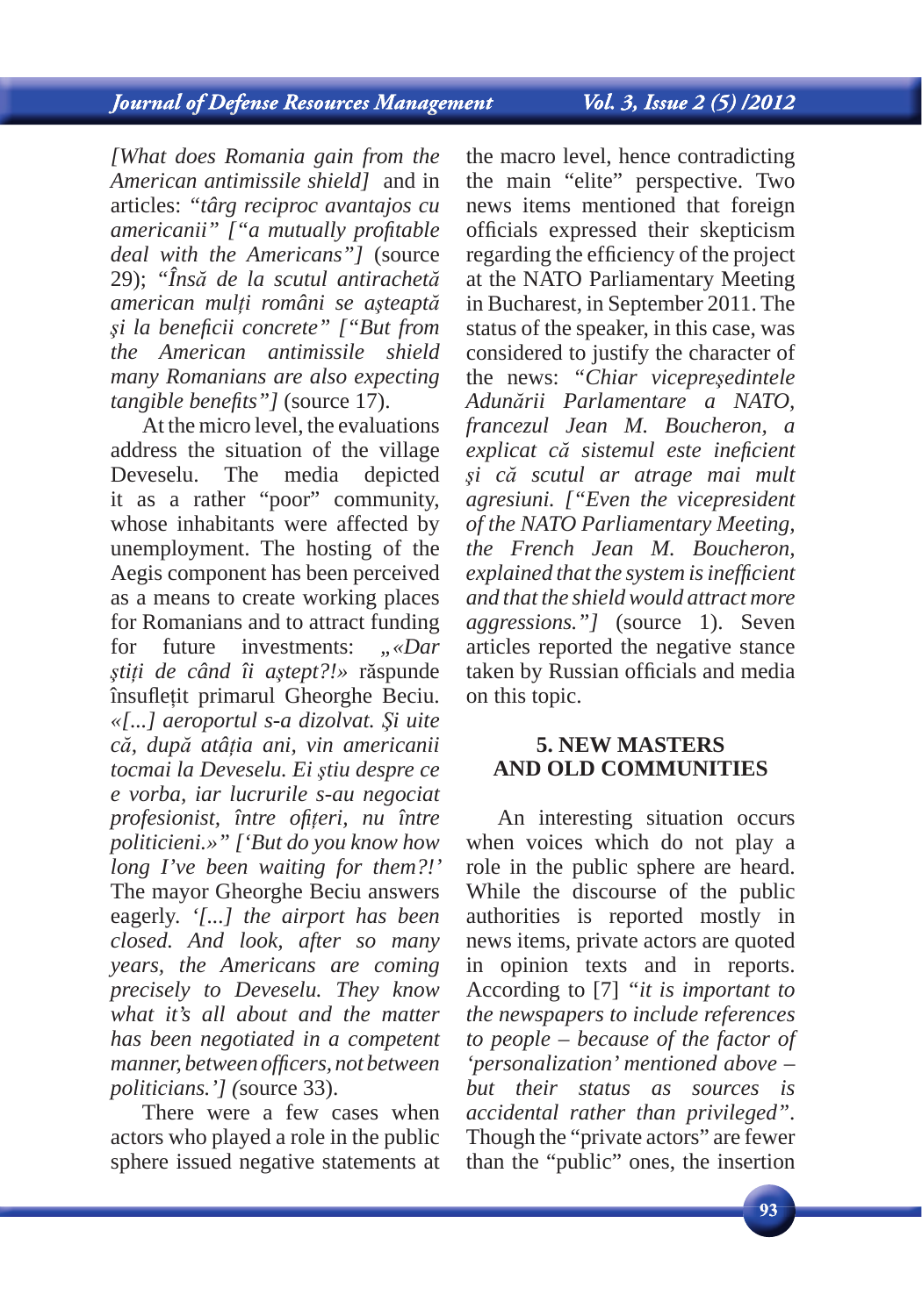*[What does Romania gain from the American antimissile shield]* and in articles: *"târg reciproc avantajos cu americanii" ["a mutually profitable deal with the Americans"]* (source 29); *"Însă de la scutul antirachetă american mulți români se așteaptă și la beneficii concrete" ["But from the American antimissile shield many Romanians are also expecting tangible benefits"]* (source 17).

At the micro level, the evaluations address the situation of the village Deveselu. The media depicted it as a rather "poor" community, whose inhabitants were affected by unemployment. The hosting of the Aegis component has been perceived as a means to create working places for Romanians and to attract funding for future investments: *„«Dar știți de când îi aștept?!»* răspunde însuflețit primarul Gheorghe Beciu. *«[...] aeroportul s-a dizolvat. Și uite că, după atâția ani, vin americanii tocmai la Deveselu. Ei știu despre ce e vorba, iar lucrurile s-au negociat profesionist, între ofițeri, nu între politicieni.»" ['But do you know how long I've been waiting for them?!'* The mayor Gheorghe Beciu answers eagerly. *'[...] the airport has been closed. And look, after so many years, the Americans are coming precisely to Deveselu. They know what it's all about and the matter has been negotiated in a competent manner, between officers, not between politicians.'] (*source 33).

There were a few cases when actors who played a role in the public sphere issued negative statements at the macro level, hence contradicting the main "elite" perspective. Two news items mentioned that foreign officials expressed their skepticism regarding the efficiency of the project at the NATO Parliamentary Meeting in Bucharest, in September 2011. The status of the speaker, in this case, was considered to justify the character of the news: *"Chiar vicepreşedintele Adunării Parlamentare a NATO, francezul Jean M. Boucheron, a explicat că sistemul este ineficient şi că scutul ar atrage mai mult agresiuni. ["Even the vicepresident of the NATO Parliamentary Meeting, the French Jean M. Boucheron, explained that the system is inefficient and that the shield would attract more aggressions."]* (source 1). Seven articles reported the negative stance taken by Russian officials and media on this topic.

## 5. NEW MASTERS AND OLD COMMUNITIES

An interesting situation occurs when voices which do not play a role in the public sphere are heard. While the discourse of the public authorities is reported mostly in news items, private actors are quoted in opinion texts and in reports. According to [7] *"it is important to the newspapers to include references to people – because of the factor of 'personalization' mentioned above – but their status as sources is accidental rather than privileged"*. Though the "private actors" are fewer than the "public" ones, the insertion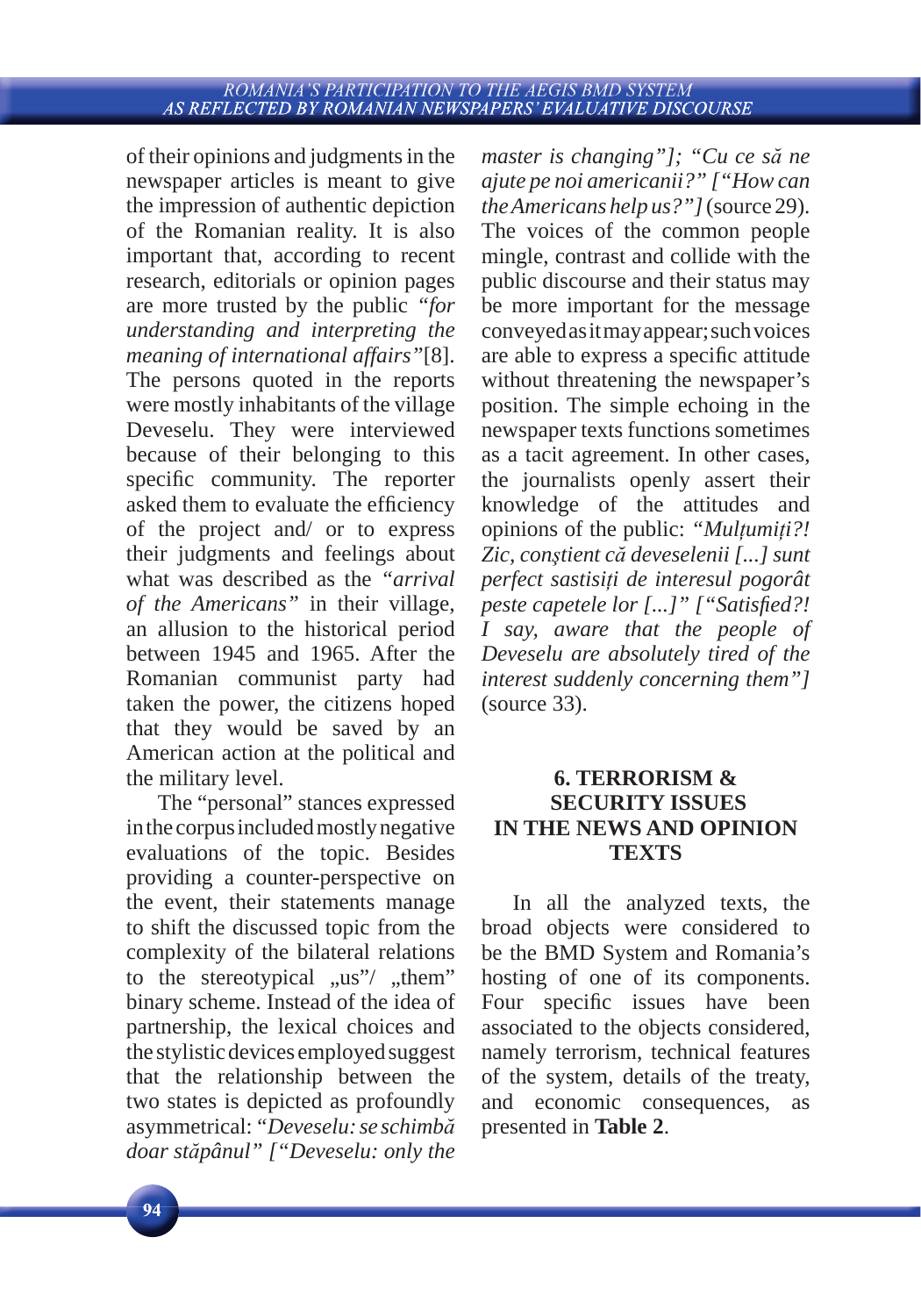of their opinions and judgments in the newspaper articles is meant to give the impression of authentic depiction of the Romanian reality. It is also important that, according to recent research, editorials or opinion pages are more trusted by the public *"for understanding and interpreting the meaning of international affairs"*[8]. The persons quoted in the reports were mostly inhabitants of the village Deveselu. They were interviewed because of their belonging to this specific community. The reporter asked them to evaluate the efficiency of the project and/ or to express their judgments and feelings about what was described as the *"arrival of the Americans"* in their village, an allusion to the historical period between 1945 and 1965. After the Romanian communist party had taken the power, the citizens hoped that they would be saved by an American action at the political and the military level.

The "personal" stances expressed in the corpus included mostly negative evaluations of the topic. Besides providing a counter-perspective on the event, their statements manage to shift the discussed topic from the complexity of the bilateral relations to the stereotypical „us"/ „them" binary scheme. Instead of the idea of partnership, the lexical choices and the stylistic devices employed suggest that the relationship between the two states is depicted as profoundly asymmetrical: *"Deveselu: se schimbă doar stăpânul" ["Deveselu: only the master is changing"]; "Cu ce să ne ajute pe noi americanii?" ["How can the Americans help us?"]* (source 29). The voices of the common people mingle, contrast and collide with the public discourse and their status may be more important for the message conveyed as it may appear; such voices are able to express a specific attitude without threatening the newspaper's position. The simple echoing in the newspaper texts functions sometimes as a tacit agreement. In other cases, the journalists openly assert their knowledge of the attitudes and opinions of the public: *"Mulțumiți?! Zic, conștient că deveselenii [...] sunt perfect sastisiți de interesul pogorât peste capetele lor [...]" ["Satisfied?! I say, aware that the people of Deveselu are absolutely tired of the interest suddenly concerning them"]* (source 33).

## 6. TERRORISM & SECURITY ISSUES IN THE NEWS AND OPINION TEXTS

In all the analyzed texts, the broad objects were considered to be the BMD System and Romania's hosting of one of its components. Four specific issues have been associated to the objects considered, namely terrorism, technical features of the system, details of the treaty, and economic consequences, as presented in **Table 2**.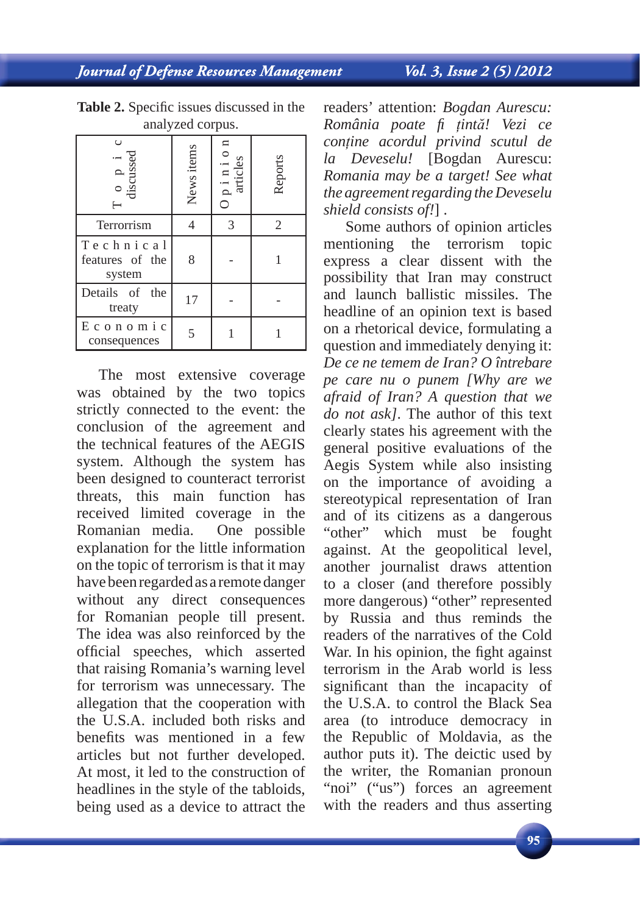**Table 2.** Specific issues discussed in the analyzed corpus.

| Topic discussed | News items | Opinion articles | Reports |
|---|---|---|---|
| Terrorrism | 4 | 3 | 2 |
| Technical features of the system | 8 | - | 1 |
| Details of the treaty | 17 | - | - |
| Economic consequences | 5 | 1 | 1 |

The most extensive coverage was obtained by the two topics strictly connected to the event: the conclusion of the agreement and the technical features of the AEGIS system. Although the system has been designed to counteract terrorist threats, this main function has received limited coverage in the Romanian media. One possible explanation for the little information on the topic of terrorism is that it may have been regarded as a remote danger without any direct consequences for Romanian people till present. The idea was also reinforced by the official speeches, which asserted that raising Romania's warning level for terrorism was unnecessary. The allegation that the cooperation with the U.S.A. included both risks and benefits was mentioned in a few articles but not further developed. At most, it led to the construction of headlines in the style of the tabloids, being used as a device to attract the readers' attention: *Bogdan Aurescu: România poate fi țintă! Vezi ce conține acordul privind scutul de la Deveselu!* [Bogdan Aurescu: *Romania may be a target! See what the agreement regarding the Deveselu shield consists of!*] .

Some authors of opinion articles mentioning the terrorism topic express a clear dissent with the possibility that Iran may construct and launch ballistic missiles. The headline of an opinion text is based on a rhetorical device, formulating a question and immediately denying it: *De ce ne temem de Iran? O întrebare pe care nu o punem [Why are we afraid of Iran? A question that we do not ask]*. The author of this text clearly states his agreement with the general positive evaluations of the Aegis System while also insisting on the importance of avoiding a stereotypical representation of Iran and of its citizens as a dangerous "other" which must be fought against. At the geopolitical level, another journalist draws attention to a closer (and therefore possibly more dangerous) "other" represented by Russia and thus reminds the readers of the narratives of the Cold War. In his opinion, the fight against terrorism in the Arab world is less significant than the incapacity of the U.S.A. to control the Black Sea area (to introduce democracy in the Republic of Moldavia, as the author puts it). The deictic used by the writer, the Romanian pronoun "noi" ("us") forces an agreement with the readers and thus asserting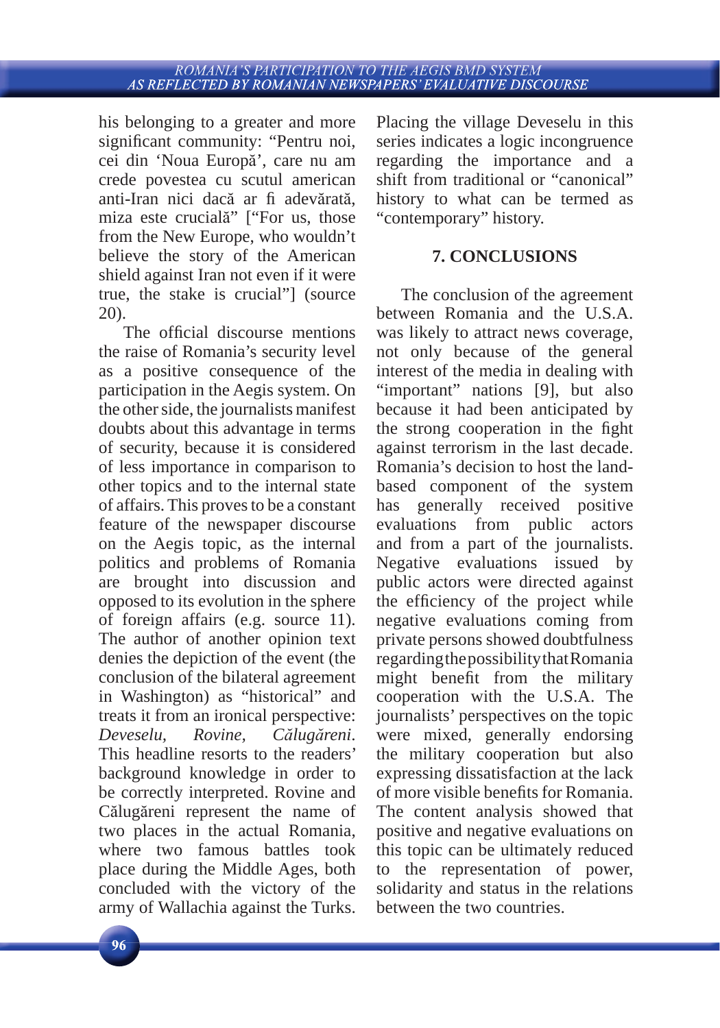his belonging to a greater and more significant community: “Pentru noi, cei din ‘Noua Europă’, care nu am crede povestea cu scutul american anti-Iran nici dacă ar fi adevărată, miza este crucială” [“For us, those from the New Europe, who wouldn’t believe the story of the American shield against Iran not even if it were true, the stake is crucial”] (source 20).

The official discourse mentions the raise of Romania’s security level as a positive consequence of the participation in the Aegis system. On the other side, the journalists manifest doubts about this advantage in terms of security, because it is considered of less importance in comparison to other topics and to the internal state of affairs. This proves to be a constant feature of the newspaper discourse on the Aegis topic, as the internal politics and problems of Romania are brought into discussion and opposed to its evolution in the sphere of foreign affairs (e.g. source 11). The author of another opinion text denies the depiction of the event (the conclusion of the bilateral agreement in Washington) as “historical” and treats it from an ironical perspective: *Deveselu, Rovine, Călugăreni*. This headline resorts to the readers’ background knowledge in order to be correctly interpreted. Rovine and Călugăreni represent the name of two places in the actual Romania, where two famous battles took place during the Middle Ages, both concluded with the victory of the army of Wallachia against the Turks. Placing the village Deveselu in this series indicates a logic incongruence regarding the importance and a shift from traditional or “canonical” history to what can be termed as “contemporary” history.

## 7. CONCLUSIONS

The conclusion of the agreement between Romania and the U.S.A. was likely to attract news coverage, not only because of the general interest of the media in dealing with “important” nations [9], but also because it had been anticipated by the strong cooperation in the fight against terrorism in the last decade. Romania’s decision to host the land-based component of the system has generally received positive evaluations from public actors and from a part of the journalists. Negative evaluations issued by public actors were directed against the efficiency of the project while negative evaluations coming from private persons showed doubtfulness regarding the possibility that Romania might benefit from the military cooperation with the U.S.A. The journalists’ perspectives on the topic were mixed, generally endorsing the military cooperation but also expressing dissatisfaction at the lack of more visible benefits for Romania. The content analysis showed that positive and negative evaluations on this topic can be ultimately reduced to the representation of power, solidarity and status in the relations between the two countries.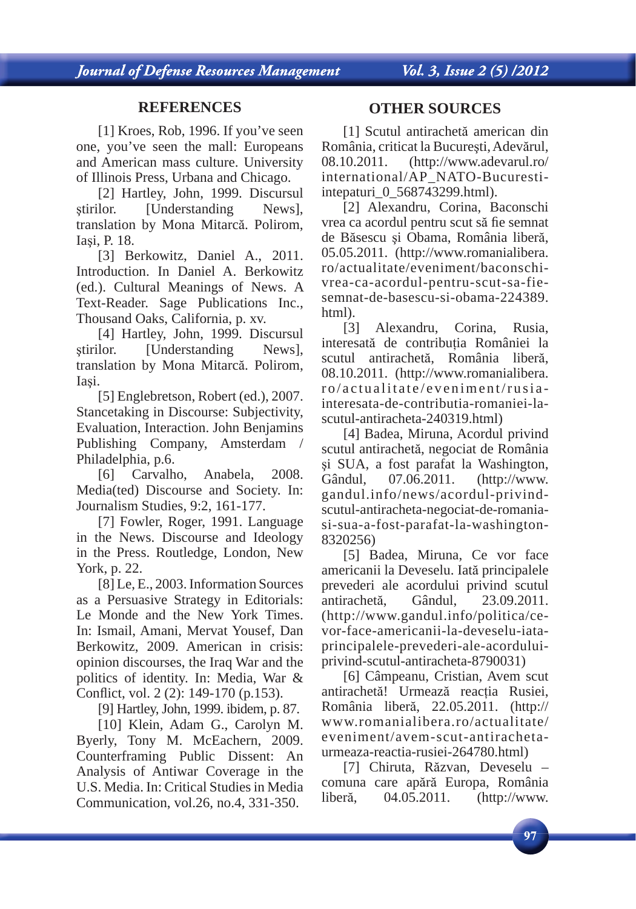## REFERENCES

[1] Kroes, Rob, 1996. If you've seen one, you've seen the mall: Europeans and American mass culture. University of Illinois Press, Urbana and Chicago.

[2] Hartley, John, 1999. Discursul ştirilor. [Understanding News], translation by Mona Mitarcă. Polirom, Iaşi, P. 18.

[3] Berkowitz, Daniel A., 2011. Introduction. In Daniel A. Berkowitz (ed.). Cultural Meanings of News. A Text-Reader. Sage Publications Inc., Thousand Oaks, California, p. xv.

[4] Hartley, John, 1999. Discursul ştirilor. [Understanding News], translation by Mona Mitarcă. Polirom, Iaşi.

[5] Englebretson, Robert (ed.), 2007. Stancetaking in Discourse: Subjectivity, Evaluation, Interaction. John Benjamins Publishing Company, Amsterdam / Philadelphia, p.6.

[6] Carvalho, Anabela, 2008. Media(ted) Discourse and Society. In: Journalism Studies, 9:2, 161-177.

[7] Fowler, Roger, 1991. Language in the News. Discourse and Ideology in the Press. Routledge, London, New York, p. 22.

[8] Le, E., 2003. Information Sources as a Persuasive Strategy in Editorials: Le Monde and the New York Times. In: Ismail, Amani, Mervat Yousef, Dan Berkowitz, 2009. American in crisis: opinion discourses, the Iraq War and the politics of identity. In: Media, War & Conflict, vol. 2 (2): 149-170 (p.153).

[9] Hartley, John, 1999. ibidem, p. 87.

[10] Klein, Adam G., Carolyn M. Byerly, Tony M. McEachern, 2009. Counterframing Public Dissent: An Analysis of Antiwar Coverage in the U.S. Media. In: Critical Studies in Media Communication, vol.26, no.4, 331-350.

## OTHER SOURCES

[1] Scutul antirachetă american din România, criticat la Bucureşti, Adevărul, 08.10.2011. (http://www.adevarul.ro/international/AP_NATO-Bucuresti-intepaturi_0_568743299.html).

[2] Alexandru, Corina, Baconschi vrea ca acordul pentru scut să fie semnat de Băsescu şi Obama, România liberă, 05.05.2011. (http://www.romanialibera.ro/actualitate/eveniment/baconschi-vrea-ca-acordul-pentru-scut-sa-fie-semnat-de-basescu-si-obama-224389.html).

[3] Alexandru, Corina, Rusia, interesată de contribuţia României la scutul antirachetă, România liberă, 08.10.2011. (http://www.romanialibera.ro/actualitate/eveniment/rusia-interesata-de-contributia-romaniei-la-scutul-antiracheta-240319.html)

[4] Badea, Miruna, Acordul privind scutul antirachetă, negociat de România şi SUA, a fost parafat la Washington, Gândul, 07.06.2011. (http://www.gandul.info/news/acordul-privind-scutul-antiracheta-negociat-de-romania-si-sua-a-fost-parafat-la-washington-8320256)

[5] Badea, Miruna, Ce vor face americanii la Deveselu. Iată principalele prevederi ale acordului privind scutul antirachetă, Gândul, 23.09.2011. (http://www.gandul.info/politica/ce-vor-face-americanii-la-deveselu-iata-principalele-prevederi-ale-acordului-privind-scutul-antiracheta-8790031)

[6] Câmpeanu, Cristian, Avem scut antirachetă! Urmează reacţia Rusiei, România liberă, 22.05.2011. (http://www.romanialibera.ro/actualitate/eveniment/avem-scut-antiracheta-urmeaza-reactia-rusiei-264780.html)

[7] Chiruta, Răzvan, Deveselu – comuna care apără Europa, România liberă, 04.05.2011. (http://www.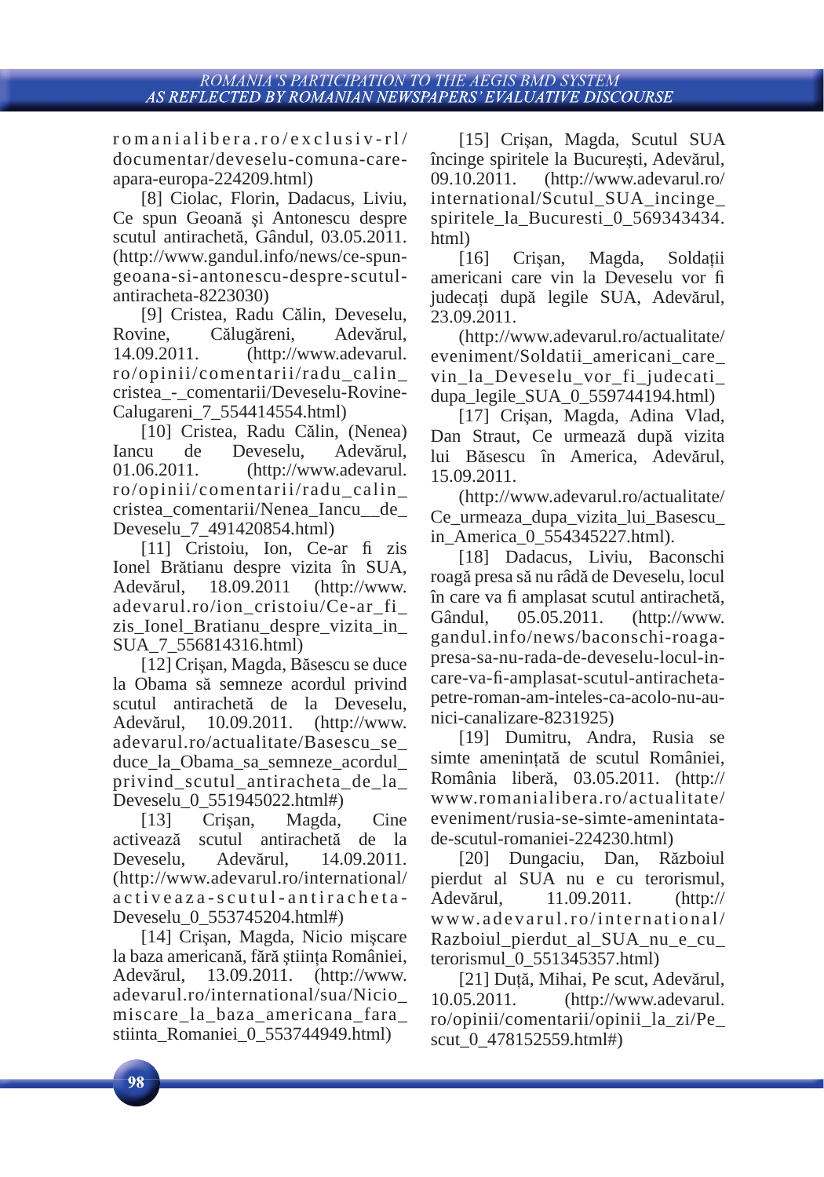romanialibera.ro/exclusiv-rl/documentar/deveselu-comuna-care-apara-europa-224209.html)

[8] Ciolac, Florin, Dadacus, Liviu, Ce spun Geoană şi Antonescu despre scutul antirachetă, Gândul, 03.05.2011. (http://www.gandul.info/news/ce-spun-geoana-si-antonescu-despre-scutul-antiracheta-8223030)

[9] Cristea, Radu Călin, Deveselu, Rovine, Călugăreni, Adevărul, 14.09.2011. (http://www.adevarul.ro/opinii/comentarii/radu_calin_cristea_-_comentarii/Deveselu-Rovine-Calugareni_7_554414554.html)

[10] Cristea, Radu Călin, (Nenea) Iancu de Deveselu, Adevărul, 01.06.2011. (http://www.adevarul.ro/opinii/comentarii/radu_calin_cristea_comentarii/Nenea_Iancu__de_Deveselu_7_491420854.html)

[11] Cristoiu, Ion, Ce-ar fi zis Ionel Brătianu despre vizita în SUA, Adevărul, 18.09.2011 (http://www.adevarul.ro/ion_cristoiu/Ce-ar_fi_zis_Ionel_Bratianu_despre_vizita_in_SUA_7_556814316.html)

[12] Crişan, Magda, Băsescu se duce la Obama să semneze acordul privind scutul antirachetă de la Deveselu, Adevărul, 10.09.2011. (http://www.adevarul.ro/actualitate/Basescu_se_duce_la_Obama_sa_semneze_acordul_privind_scutul_antiracheta_de_la_Deveselu_0_551945022.html#)

[13] Crişan, Magda, Cine activează scutul antirachetă de la Deveselu, Adevărul, 14.09.2011. (http://www.adevarul.ro/international/activeaza-scutul-antiracheta-Deveselu_0_553745204.html#)

[14] Crişan, Magda, Nicio mişcare la baza americană, fără ştiinţa României, Adevărul, 13.09.2011. (http://www.adevarul.ro/international/sua/Nicio_miscare_la_baza_americana_fara_stiinta_Romaniei_0_553744949.html)

[15] Crişan, Magda, Scutul SUA încinge spiritele la Bucureşti, Adevărul, 09.10.2011. (http://www.adevarul.ro/international/Scutul_SUA_incinge_spiritele_la_Bucuresti_0_569343434.html)

[16] Crişan, Magda, Soldații americani care vin la Deveselu vor fi judecați după legile SUA, Adevărul, 23.09.2011.

(http://www.adevarul.ro/actualitate/eveniment/Soldatii_americani_care_vin_la_Deveselu_vor_fi_judecati_dupa_legile_SUA_0_559744194.html)

[17] Crişan, Magda, Adina Vlad, Dan Straut, Ce urmează după vizita lui Băsescu în America, Adevărul, 15.09.2011.

(http://www.adevarul.ro/actualitate/Ce_urmeaza_dupa_vizita_lui_Basescu_in_America_0_554345227.html).

[18] Dadacus, Liviu, Baconschi roagă presa să nu râdă de Deveselu, locul în care va fi amplasat scutul antirachetă, Gândul, 05.05.2011. (http://www.gandul.info/news/baconschi-roaga-presa-sa-nu-rada-de-deveselu-locul-in-care-va-fi-amplasat-scutul-antiracheta-petre-roman-am-inteles-ca-acolo-nu-au-nici-canalizare-8231925)

[19] Dumitru, Andra, Rusia se simte ameninţată de scutul României, România liberă, 03.05.2011. (http://www.romanialibera.ro/actualitate/eveniment/rusia-se-simte-amenintata-de-scutul-romaniei-224230.html)

[20] Dungaciu, Dan, Războiul pierdut al SUA nu e cu terorismul, Adevărul, 11.09.2011. (http://www.adevarul.ro/international/Razboiul_pierdut_al_SUA_nu_e_cu_terorismul_0_551345357.html)

[21] Duţă, Mihai, Pe scut, Adevărul, 10.05.2011. (http://www.adevarul.ro/opinii/comentarii/opinii_la_zi/Pe_scut_0_478152559.html#)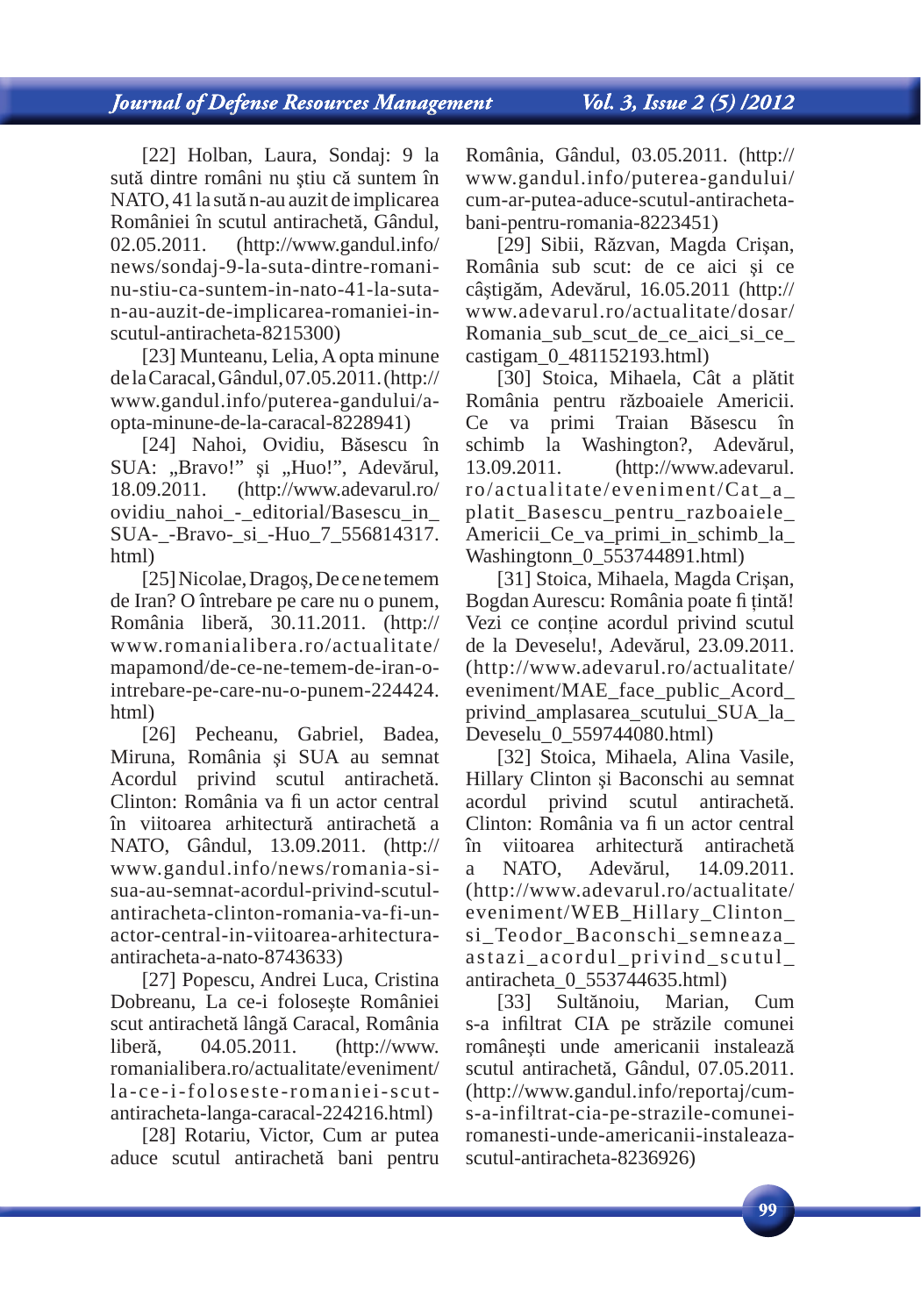[22] Holban, Laura, Sondaj: 9 la sută dintre români nu ştiu că suntem în NATO, 41 la sută n-au auzit de implicarea României în scutul antirachetă, Gândul, 02.05.2011. (http://www.gandul.info/news/sondaj-9-la-suta-dintre-romani-nu-stiu-ca-suntem-in-nato-41-la-suta-n-au-auzit-de-implicarea-romaniei-in-scutul-antiracheta-8215300)

[23] Munteanu, Lelia, A opta minune de la Caracal, Gândul, 07.05.2011. (http://www.gandul.info/puterea-gandului/a-opta-minune-de-la-caracal-8228941)

[24] Nahoi, Ovidiu, Băsescu în SUA: „Bravo!" şi „Huo!", Adevărul, 18.09.2011. (http://www.adevarul.ro/ovidiu_nahoi_-_editorial/Basescu_in_SUA-_-Bravo-_si_-Huo_7_556814317.html)

[25] Nicolae, Dragoş, De ce ne temem de Iran? O întrebare pe care nu o punem, România liberă, 30.11.2011. (http://www.romanialibera.ro/actualitate/mapamond/de-ce-ne-temem-de-iran-o-intrebare-pe-care-nu-o-punem-224424.html)

[26] Pecheanu, Gabriel, Badea, Miruna, România şi SUA au semnat Acordul privind scutul antirachetă. Clinton: România va fi un actor central în viitoarea arhitectură antirachetă a NATO, Gândul, 13.09.2011. (http://www.gandul.info/news/romania-si-sua-au-semnat-acordul-privind-scutul-antiracheta-clinton-romania-va-fi-un-actor-central-in-viitoarea-arhitectura-antiracheta-a-nato-8743633)

[27] Popescu, Andrei Luca, Cristina Dobreanu, La ce-i foloseşte României scut antirachetă lângă Caracal, România liberă, 04.05.2011. (http://www.romanialibera.ro/actualitate/eveniment/la-ce-i-foloseste-romaniei-scut-antiracheta-langa-caracal-224216.html)

[28] Rotariu, Victor, Cum ar putea aduce scutul antirachetă bani pentru România, Gândul, 03.05.2011. (http://www.gandul.info/puterea-gandului/cum-ar-putea-aduce-scutul-antiracheta-bani-pentru-romania-8223451)

[29] Sibii, Răzvan, Magda Crişan, România sub scut: de ce aici şi ce câştigăm, Adevărul, 16.05.2011 (http://www.adevarul.ro/actualitate/dosar/Romania_sub_scut_de_ce_aici_si_ce_castigam_0_481152193.html)

[30] Stoica, Mihaela, Cât a plătit România pentru războaiele Americii. Ce va primi Traian Băsescu în schimb la Washington?, Adevărul, 13.09.2011. (http://www.adevarul.ro/actualitate/eveniment/Cat_a_platit_Basescu_pentru_razboaiele_Americii_Ce_va_primi_in_schimb_la_Washingtonn_0_553744891.html)

[31] Stoica, Mihaela, Magda Crişan, Bogdan Aurescu: România poate fi ţintă! Vezi ce conţine acordul privind scutul de la Deveselu!, Adevărul, 23.09.2011. (http://www.adevarul.ro/actualitate/eveniment/MAE_face_public_Acord_privind_amplasarea_scutului_SUA_la_Deveselu_0_559744080.html)

[32] Stoica, Mihaela, Alina Vasile, Hillary Clinton şi Baconschi au semnat acordul privind scutul antirachetă. Clinton: România va fi un actor central în viitoarea arhitectură antirachetă a NATO, Adevărul, 14.09.2011. (http://www.adevarul.ro/actualitate/eveniment/WEB_Hillary_Clinton_si_Teodor_Baconschi_semneaza_astazi_acordul_privind_scutul_antiracheta_0_553744635.html)

[33] Sultănoiu, Marian, Cum s-a infiltrat CIA pe străzile comunei româneşti unde americanii instalează scutul antirachetă, Gândul, 07.05.2011. (http://www.gandul.info/reportaj/cum-s-a-infiltrat-cia-pe-strazile-comunei-romanesti-unde-americanii-instaleaza-scutul-antiracheta-8236926)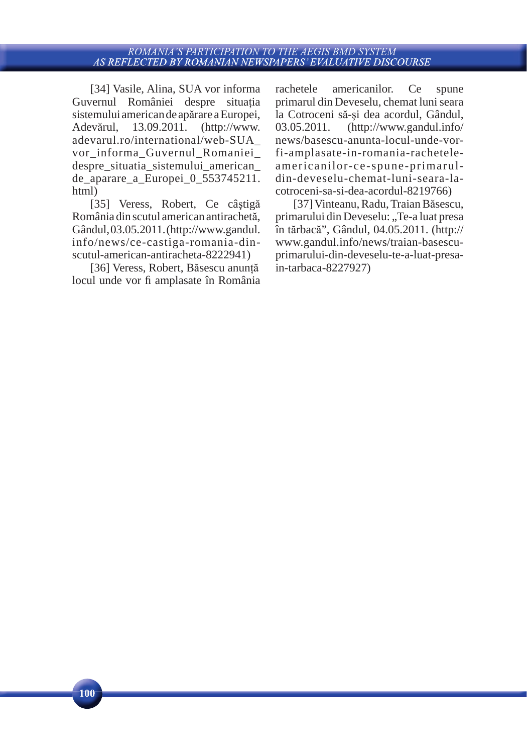[34] Vasile, Alina, SUA vor informa Guvernul României despre situația sistemului american de apărare a Europei, Adevărul, 13.09.2011. (http://www.adevarul.ro/international/web-SUA_vor_informa_Guvernul_Romaniei_despre_situatia_sistemului_american_de_aparare_a_Europei_0_553745211.html)

[35] Veress, Robert, Ce câștigă România din scutul american antirachetă, Gândul, 03.05.2011. (http://www.gandul.info/news/ce-castiga-romania-din-scutul-american-antiracheta-8222941)

[36] Veress, Robert, Băsescu anunță locul unde vor fi amplasate în România rachetele americanilor. Ce spune primarul din Deveselu, chemat luni seara la Cotroceni să-și dea acordul, Gândul, 03.05.2011. (http://www.gandul.info/news/basescu-anunta-locul-unde-vor-fi-amplasate-in-romania-rachetele-americanilor-ce-spune-primarul-din-deveselu-chemat-luni-seara-la-cotroceni-sa-si-dea-acordul-8219766)

[37] Vinteanu, Radu, Traian Băsescu, primarului din Deveselu: „Te-a luat presa în tărbacă", Gândul, 04.05.2011. (http://www.gandul.info/news/traian-basescu-primarului-din-deveselu-te-a-luat-presa-in-tarbaca-8227927)